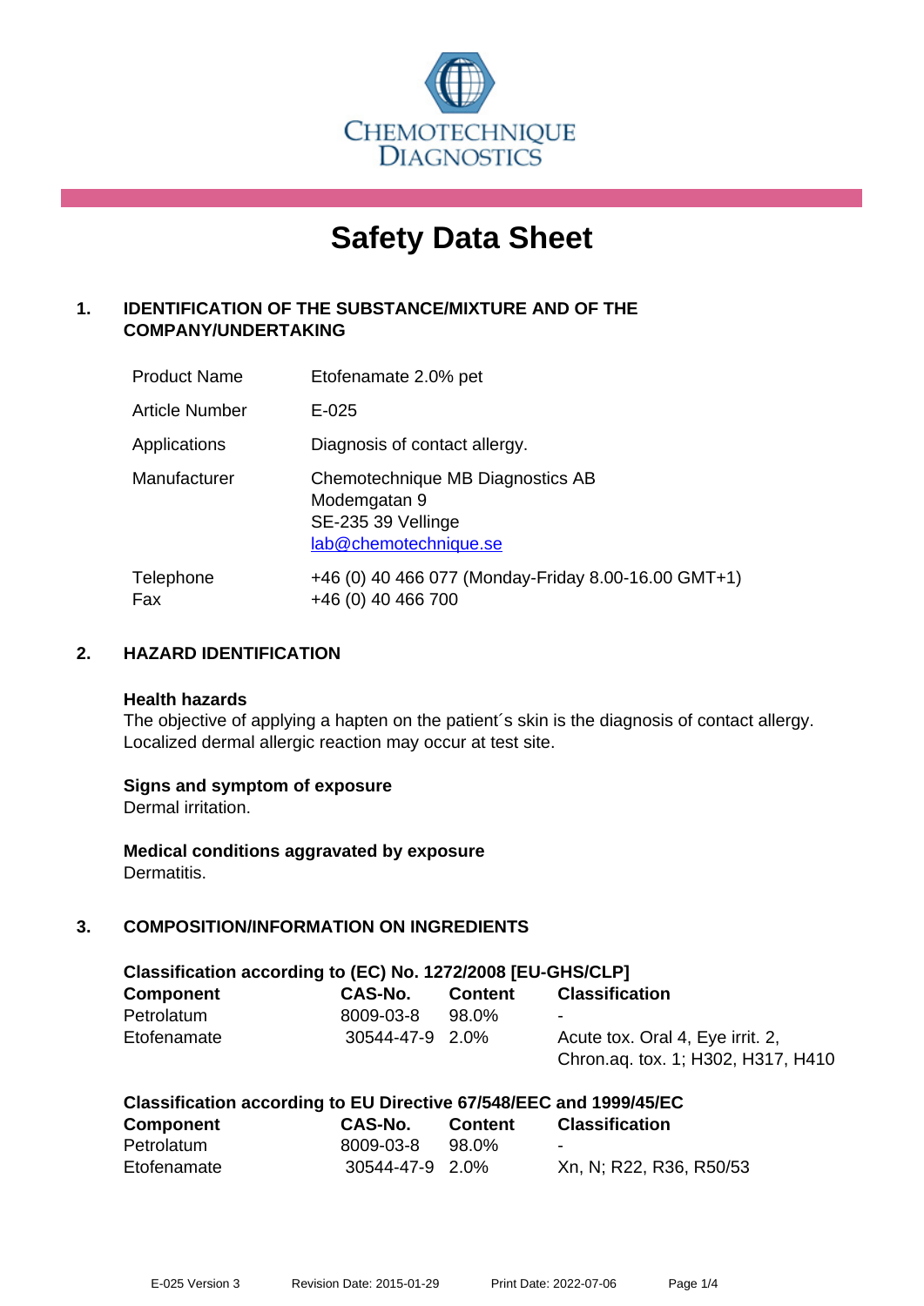CHEMOTECHNIQUE DIAGNOSTICS

# Safety Data Sheet

## 1. IDENTIFICATION OF THE SUBSTANCE/MIXTURE AND OF THE COMPANY/UNDERTAKING

| | |
|---|---|
| Product Name | Etofenamate 2.0% pet |
| Article Number | E-025 |
| Applications | Diagnosis of contact allergy. |
| Manufacturer | Chemotechnique MB Diagnostics AB<br>Modemgatan 9<br>SE-235 39 Vellinge<br>lab@chemotechnique.se |
| Telephone<br>Fax | +46 (0) 40 466 077 (Monday-Friday 8.00-16.00 GMT+1)<br>+46 (0) 40 466 700 |

## 2. HAZARD IDENTIFICATION

**Health hazards**
The objective of applying a hapten on the patient´s skin is the diagnosis of contact allergy. Localized dermal allergic reaction may occur at test site.

**Signs and symptom of exposure**
Dermal irritation.

**Medical conditions aggravated by exposure**
Dermatitis.

## 3. COMPOSITION/INFORMATION ON INGREDIENTS

**Classification according to (EC) No. 1272/2008 [EU-GHS/CLP]**

| Component | CAS-No. | Content | Classification |
|---|---|---|---|
| Petrolatum | 8009-03-8 | 98.0% | - |
| Etofenamate | 30544-47-9 | 2.0% | Acute tox. Oral 4, Eye irrit. 2, Chron.aq. tox. 1; H302, H317, H410 |

**Classification according to EU Directive 67/548/EEC and 1999/45/EC**

| Component | CAS-No. | Content | Classification |
|---|---|---|---|
| Petrolatum | 8009-03-8 | 98.0% | - |
| Etofenamate | 30544-47-9 | 2.0% | Xn, N; R22, R36, R50/53 |

E-025 Version 3 Revision Date: 2015-01-29 Print Date: 2022-07-06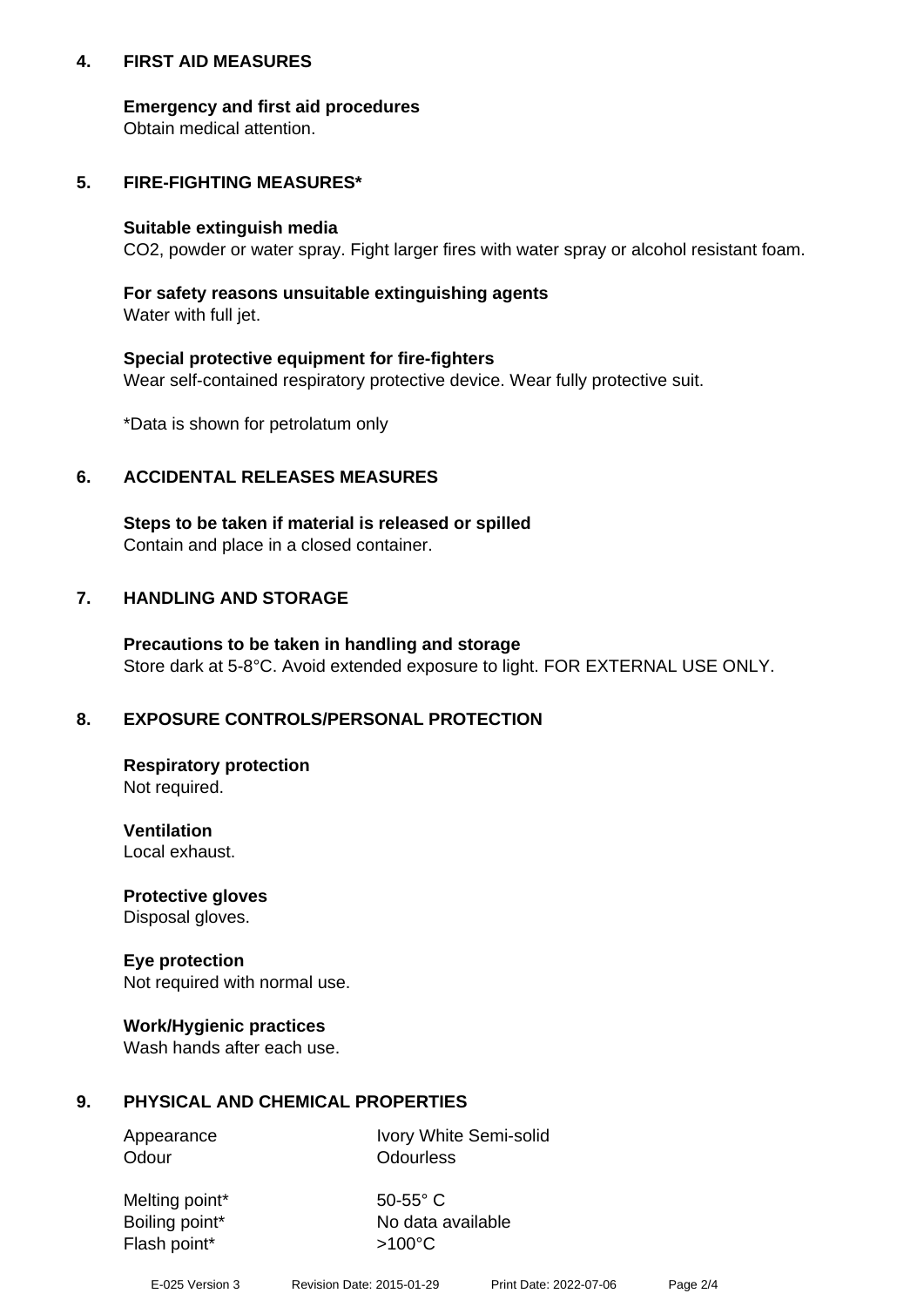## 4. FIRST AID MEASURES

**Emergency and first aid procedures**
Obtain medical attention.

## 5. FIRE-FIGHTING MEASURES*

**Suitable extinguish media**
$CO_2$, powder or water spray. Fight larger fires with water spray or alcohol resistant foam.

**For safety reasons unsuitable extinguishing agents**
Water with full jet.

**Special protective equipment for fire-fighters**
Wear self-contained respiratory protective device. Wear fully protective suit.

*Data is shown for petrolatum only

## 6. ACCIDENTAL RELEASES MEASURES

**Steps to be taken if material is released or spilled**
Contain and place in a closed container.

## 7. HANDLING AND STORAGE

**Precautions to be taken in handling and storage**
Store dark at 5-8°C. Avoid extended exposure to light. FOR EXTERNAL USE ONLY.

## 8. EXPOSURE CONTROLS/PERSONAL PROTECTION

**Respiratory protection**
Not required.

**Ventilation**
Local exhaust.

**Protective gloves**
Disposal gloves.

**Eye protection**
Not required with normal use.

**Work/Hygienic practices**
Wash hands after each use.

## 9. PHYSICAL AND CHEMICAL PROPERTIES

| | |
|---|---|
| Appearance | Ivory White Semi-solid |
| Odour | Odourless |
| Melting point* | 50-55° C |
| Boiling point* | No data available |
| Flash point* | >100°C |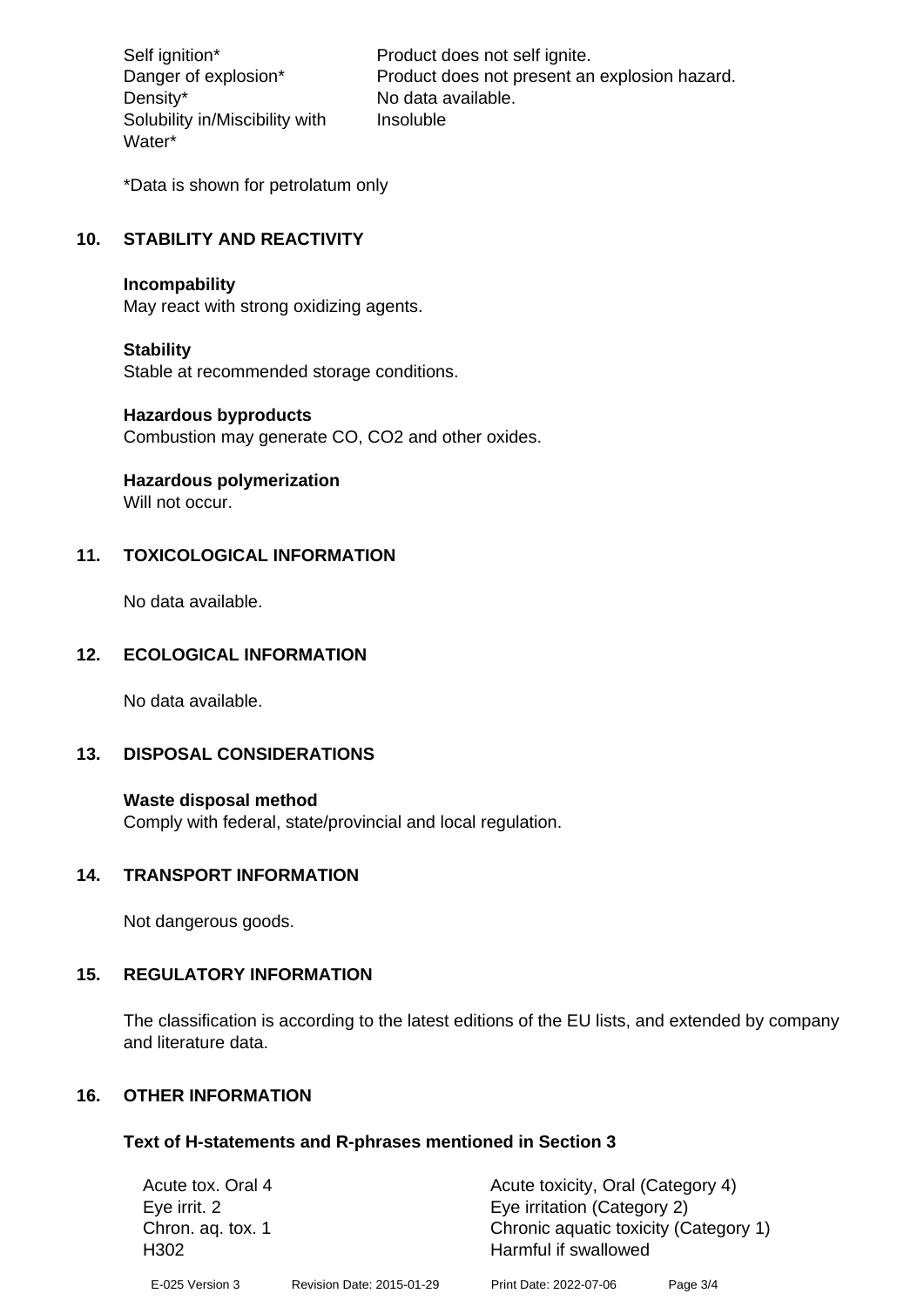| | |
|---|---|
| Self ignition* | Product does not self ignite. |
| Danger of explosion* | Product does not present an explosion hazard. |
| Density* | No data available. |
| Solubility in/Miscibility with Water* | Insoluble |

*Data is shown for petrolatum only

## 10. STABILITY AND REACTIVITY

**Incompability**
May react with strong oxidizing agents.

**Stability**
Stable at recommended storage conditions.

**Hazardous byproducts**
Combustion may generate CO, $CO_2$ and other oxides.

**Hazardous polymerization**
Will not occur.

## 11. TOXICOLOGICAL INFORMATION

No data available.

## 12. ECOLOGICAL INFORMATION

No data available.

## 13. DISPOSAL CONSIDERATIONS

**Waste disposal method**
Comply with federal, state/provincial and local regulation.

## 14. TRANSPORT INFORMATION

Not dangerous goods.

## 15. REGULATORY INFORMATION

The classification is according to the latest editions of the EU lists, and extended by company and literature data.

## 16. OTHER INFORMATION

### Text of H-statements and R-phrases mentioned in Section 3

| | |
|---|---|
| Acute tox. Oral 4 | Acute toxicity, Oral (Category 4) |
| Eye irrit. 2 | Eye irritation (Category 2) |
| Chron. aq. tox. 1 | Chronic aquatic toxicity (Category 1) |
| H302 | Harmful if swallowed |

E-025 Version 3 Revision Date: 2015-01-29 Print Date: 2022-07-06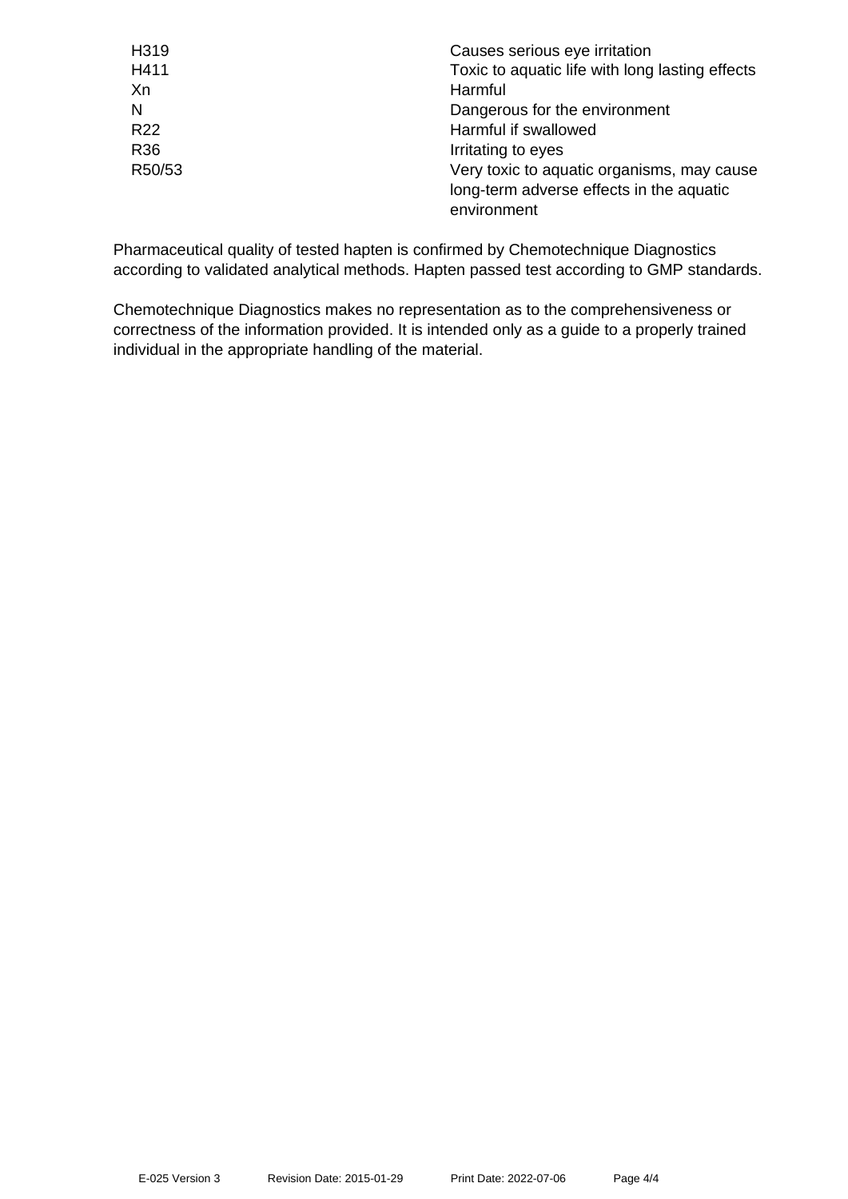| | |
|---|---|
| H319 | Causes serious eye irritation |
| H411 | Toxic to aquatic life with long lasting effects |
| Xn | Harmful |
| N | Dangerous for the environment |
| R22 | Harmful if swallowed |
| R36 | Irritating to eyes |
| R50/53 | Very toxic to aquatic organisms, may cause long-term adverse effects in the aquatic environment |

Pharmaceutical quality of tested hapten is confirmed by Chemotechnique Diagnostics according to validated analytical methods. Hapten passed test according to GMP standards.

Chemotechnique Diagnostics makes no representation as to the comprehensiveness or correctness of the information provided. It is intended only as a guide to a properly trained individual in the appropriate handling of the material.